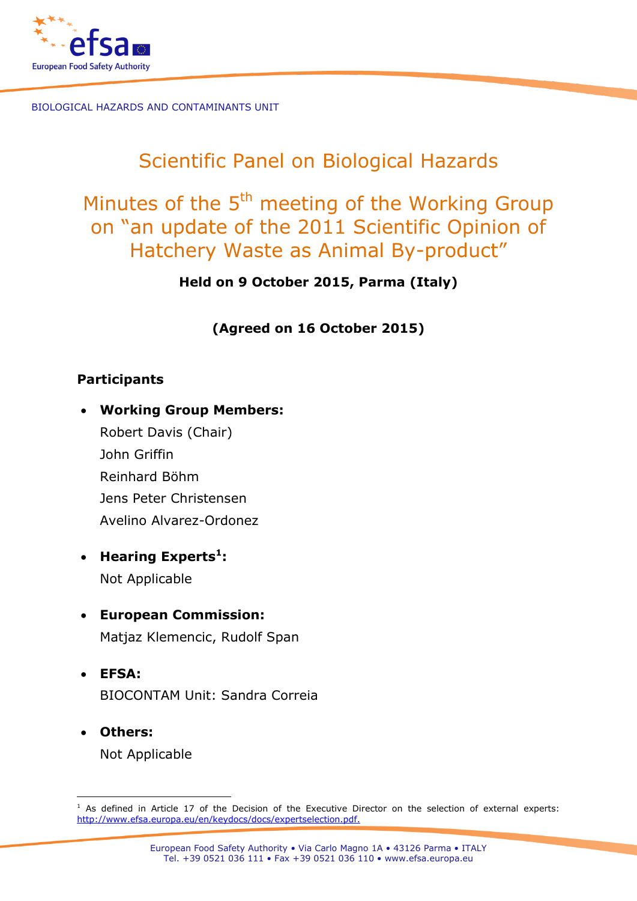BIOLOGICAL HAZARDS AND CONTAMINANTS UNIT

# Scientific Panel on Biological Hazards

# Minutes of the 5th meeting of the Working Group on "an update of the 2011 Scientific Opinion of Hatchery Waste as Animal By-product"

**Held on 9 October 2015, Parma (Italy)**

**(Agreed on 16 October 2015)**

## Participants

- **Working Group Members:**
  Robert Davis (Chair)
  John Griffin
  Reinhard Böhm
  Jens Peter Christensen
  Avelino Alvarez-Ordonez
- **Hearing Experts[1]:**
  Not Applicable
- **European Commission:**
  Matjaz Klemencic, Rudolf Span
- **EFSA:**
  BIOCONTAM Unit: Sandra Correia
- **Others:**
  Not Applicable

[1] As defined in Article 17 of the Decision of the Executive Director on the selection of external experts: http://www.efsa.europa.eu/en/keydocs/docs/expertselection.pdf.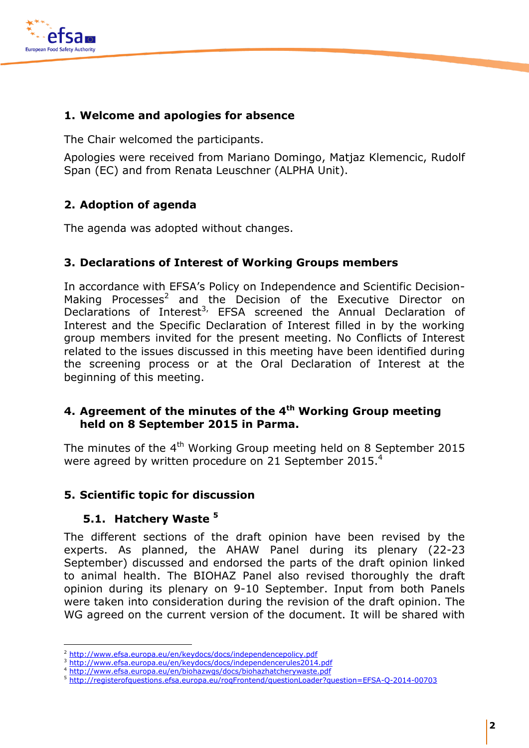## 1. Welcome and apologies for absence

The Chair welcomed the participants.

Apologies were received from Mariano Domingo, Matjaz Klemencic, Rudolf Span (EC) and from Renata Leuschner (ALPHA Unit).

## 2. Adoption of agenda

The agenda was adopted without changes.

## 3. Declarations of Interest of Working Groups members

In accordance with EFSA's Policy on Independence and Scientific Decision-Making Processes[2] and the Decision of the Executive Director on Declarations of Interest[3], EFSA screened the Annual Declaration of Interest and the Specific Declaration of Interest filled in by the working group members invited for the present meeting. No Conflicts of Interest related to the issues discussed in this meeting have been identified during the screening process or at the Oral Declaration of Interest at the beginning of this meeting.

## 4. Agreement of the minutes of the 4th Working Group meeting held on 8 September 2015 in Parma.

The minutes of the 4th Working Group meeting held on 8 September 2015 were agreed by written procedure on 21 September 2015.[4]

## 5. Scientific topic for discussion

### 5.1. Hatchery Waste [5]

The different sections of the draft opinion have been revised by the experts. As planned, the AHAW Panel during its plenary (22-23 September) discussed and endorsed the parts of the draft opinion linked to animal health. The BIOHAZ Panel also revised thoroughly the draft opinion during its plenary on 9-10 September. Input from both Panels were taken into consideration during the revision of the draft opinion. The WG agreed on the current version of the document. It will be shared with

---

[2] http://www.efsa.europa.eu/en/keydocs/docs/independencepolicy.pdf

[3] http://www.efsa.europa.eu/en/keydocs/docs/independencerules2014.pdf

[4] http://www.efsa.europa.eu/en/biohazwgs/docs/biohazhatcherywaste.pdf

[5] http://registerofquestions.efsa.europa.eu/roqFrontend/questionLoader?question=EFSA-Q-2014-00703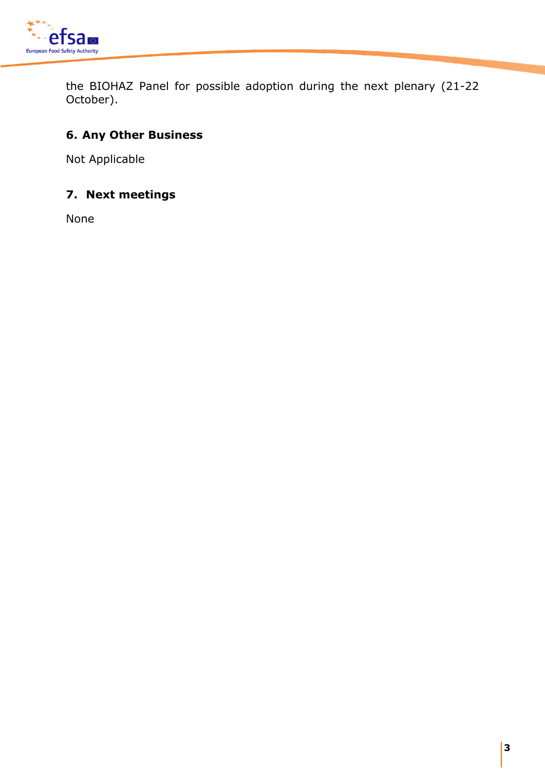the BIOHAZ Panel for possible adoption during the next plenary (21-22 October).

## 6. Any Other Business

Not Applicable

## 7. Next meetings

None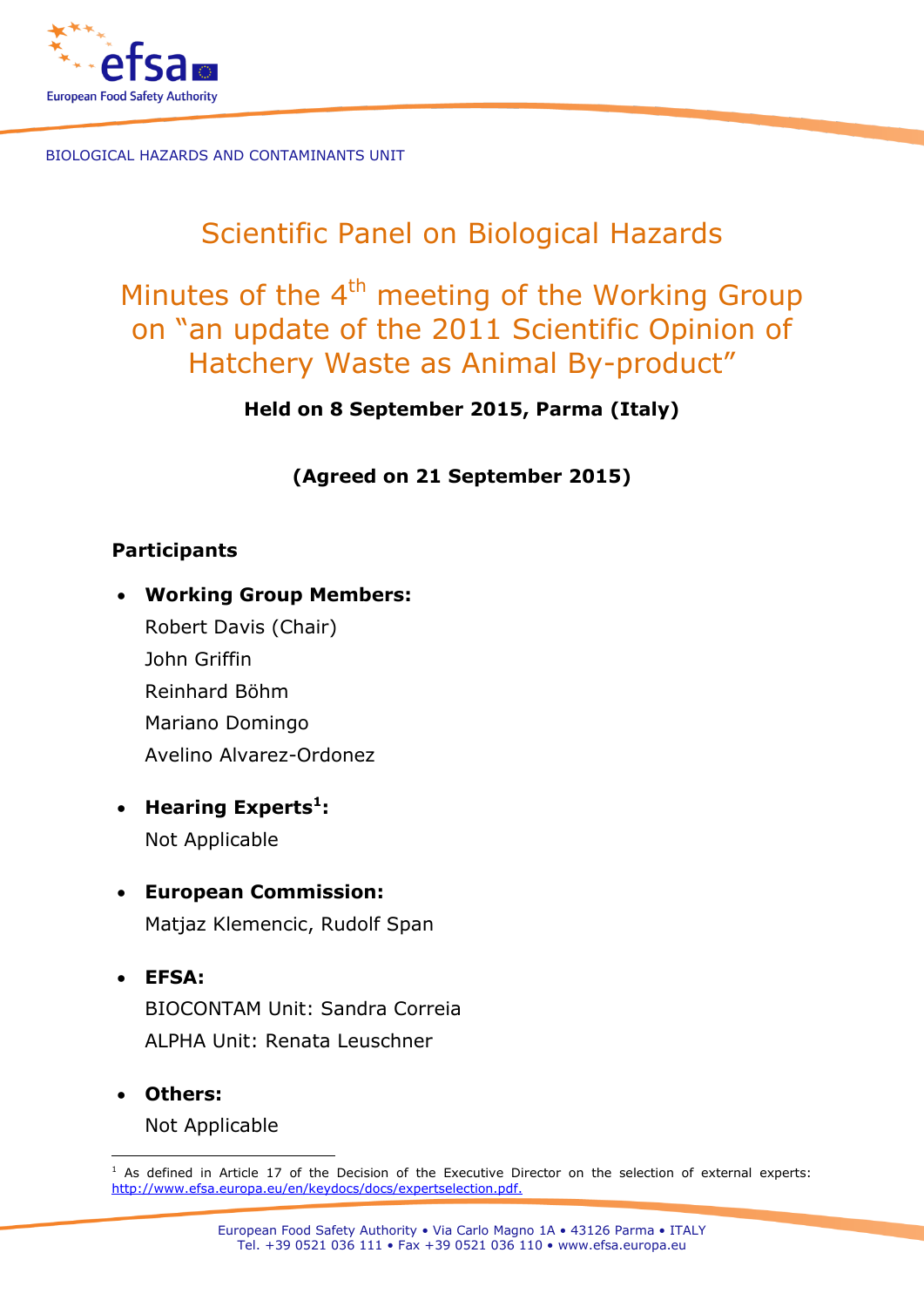BIOLOGICAL HAZARDS AND CONTAMINANTS UNIT

# Scientific Panel on Biological Hazards

# Minutes of the 4th meeting of the Working Group on "an update of the 2011 Scientific Opinion of Hatchery Waste as Animal By-product"

**Held on 8 September 2015, Parma (Italy)**

**(Agreed on 21 September 2015)**

## Participants

- **Working Group Members:**
  Robert Davis (Chair)
  John Griffin
  Reinhard Böhm
  Mariano Domingo
  Avelino Alvarez-Ordonez
- **Hearing Experts[1]:**
  Not Applicable
- **European Commission:**
  Matjaz Klemencic, Rudolf Span
- **EFSA:**
  BIOCONTAM Unit: Sandra Correia
  ALPHA Unit: Renata Leuschner
- **Others:**
  Not Applicable

[1] As defined in Article 17 of the Decision of the Executive Director on the selection of external experts: http://www.efsa.europa.eu/en/keydocs/docs/expertselection.pdf.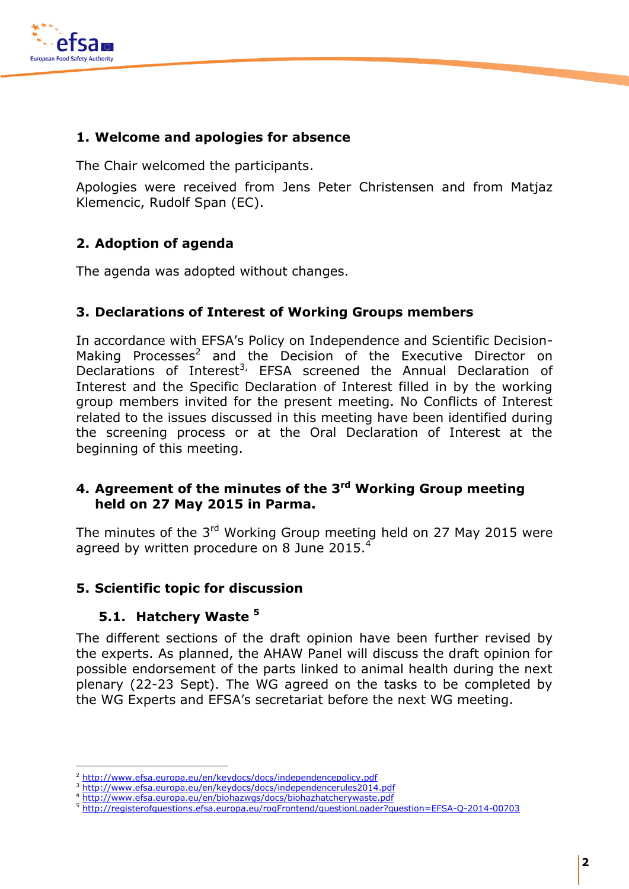## 1. Welcome and apologies for absence

The Chair welcomed the participants.

Apologies were received from Jens Peter Christensen and from Matjaz Klemencic, Rudolf Span (EC).

## 2. Adoption of agenda

The agenda was adopted without changes.

## 3. Declarations of Interest of Working Groups members

In accordance with EFSA's Policy on Independence and Scientific Decision-Making Processes[2] and the Decision of the Executive Director on Declarations of Interest[3], EFSA screened the Annual Declaration of Interest and the Specific Declaration of Interest filled in by the working group members invited for the present meeting. No Conflicts of Interest related to the issues discussed in this meeting have been identified during the screening process or at the Oral Declaration of Interest at the beginning of this meeting.

## 4. Agreement of the minutes of the 3rd Working Group meeting held on 27 May 2015 in Parma.

The minutes of the 3rd Working Group meeting held on 27 May 2015 were agreed by written procedure on 8 June 2015.[4]

## 5. Scientific topic for discussion

### 5.1. Hatchery Waste [5]

The different sections of the draft opinion have been further revised by the experts. As planned, the AHAW Panel will discuss the draft opinion for possible endorsement of the parts linked to animal health during the next plenary (22-23 Sept). The WG agreed on the tasks to be completed by the WG Experts and EFSA's secretariat before the next WG meeting.

---

[2] http://www.efsa.europa.eu/en/keydocs/docs/independencepolicy.pdf
[3] http://www.efsa.europa.eu/en/keydocs/docs/independencerules2014.pdf
[4] http://www.efsa.europa.eu/en/biohazwgs/docs/biohazhatcherywaste.pdf
[5] http://registerofquestions.efsa.europa.eu/roqFrontend/questionLoader?question=EFSA-Q-2014-00703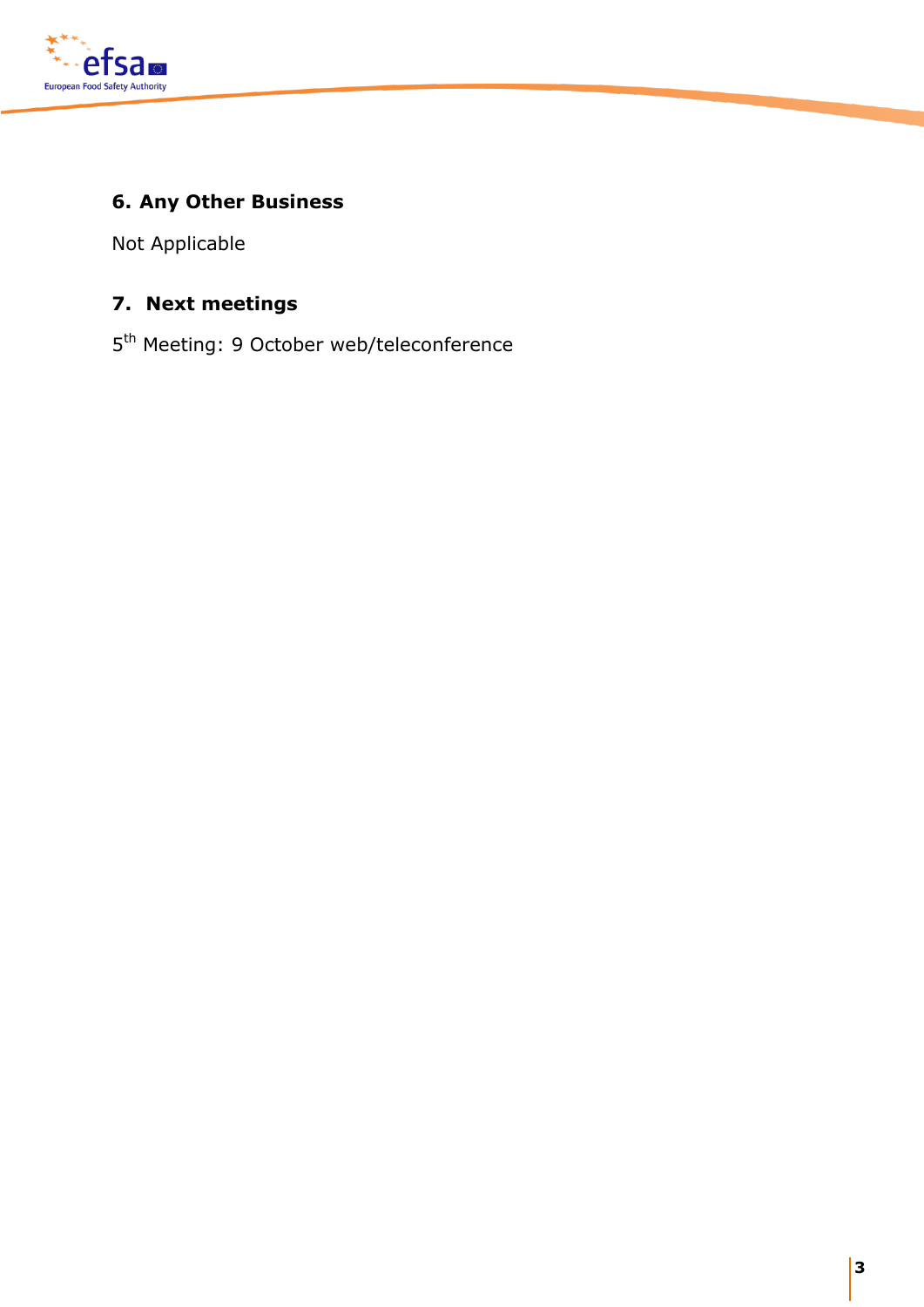## 6. Any Other Business

Not Applicable

## 7. Next meetings

5th Meeting: 9 October web/teleconference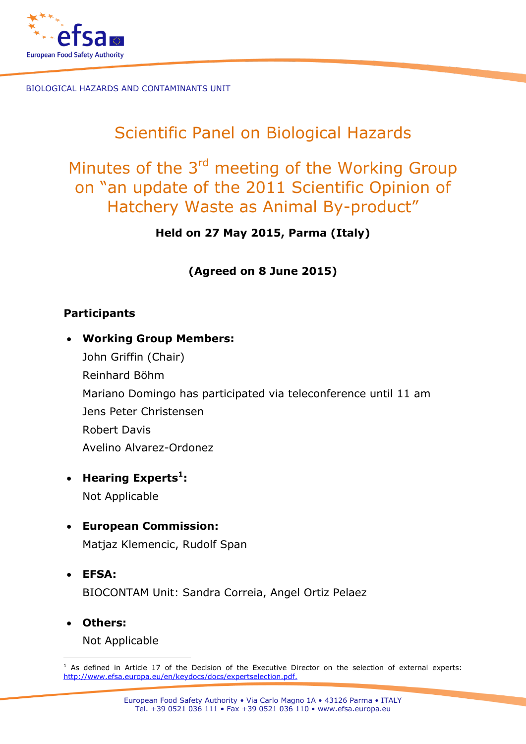BIOLOGICAL HAZARDS AND CONTAMINANTS UNIT

# Scientific Panel on Biological Hazards

# Minutes of the 3rd meeting of the Working Group on "an update of the 2011 Scientific Opinion of Hatchery Waste as Animal By-product"

**Held on 27 May 2015, Parma (Italy)**

**(Agreed on 8 June 2015)**

## Participants

- **Working Group Members:**
  John Griffin (Chair)
  Reinhard Böhm
  Mariano Domingo has participated via teleconference until 11 am
  Jens Peter Christensen
  Robert Davis
  Avelino Alvarez-Ordonez
- **Hearing Experts[1]:**
  Not Applicable
- **European Commission:**
  Matjaz Klemencic, Rudolf Span
- **EFSA:**
  BIOCONTAM Unit: Sandra Correia, Angel Ortiz Pelaez
- **Others:**
  Not Applicable

[1] As defined in Article 17 of the Decision of the Executive Director on the selection of external experts: http://www.efsa.europa.eu/en/keydocs/docs/expertselection.pdf.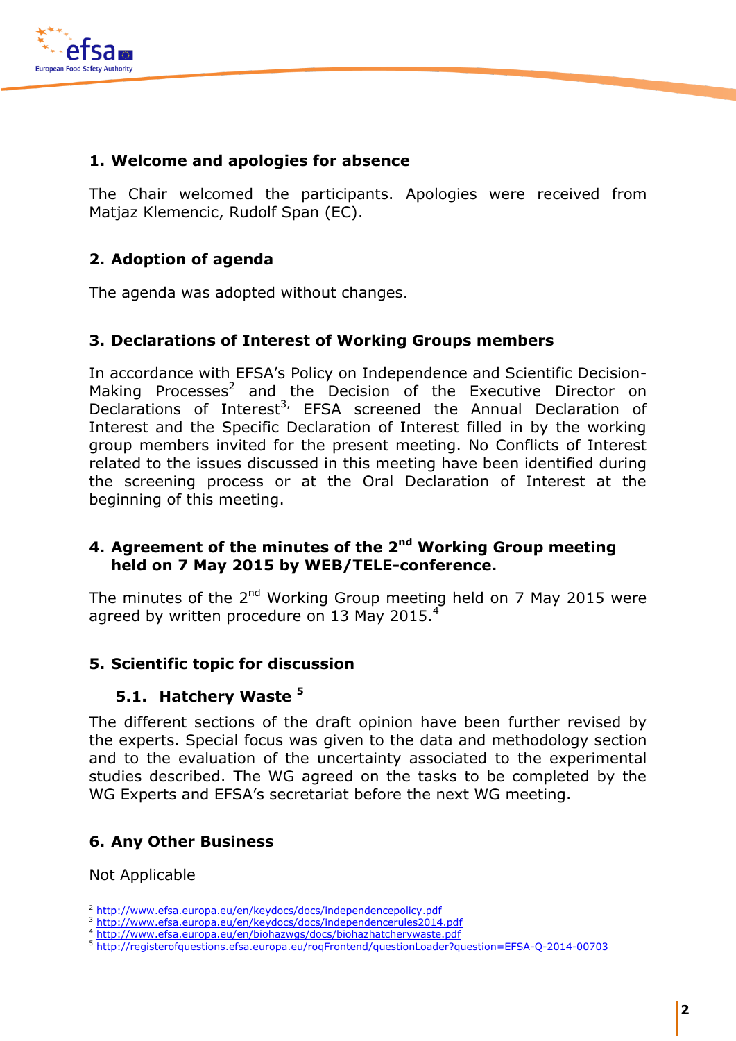## 1. Welcome and apologies for absence

The Chair welcomed the participants. Apologies were received from Matjaz Klemencic, Rudolf Span (EC).

## 2. Adoption of agenda

The agenda was adopted without changes.

## 3. Declarations of Interest of Working Groups members

In accordance with EFSA's Policy on Independence and Scientific Decision-Making Processes[2] and the Decision of the Executive Director on Declarations of Interest[3], EFSA screened the Annual Declaration of Interest and the Specific Declaration of Interest filled in by the working group members invited for the present meeting. No Conflicts of Interest related to the issues discussed in this meeting have been identified during the screening process or at the Oral Declaration of Interest at the beginning of this meeting.

## 4. Agreement of the minutes of the 2nd Working Group meeting held on 7 May 2015 by WEB/TELE-conference.

The minutes of the 2nd Working Group meeting held on 7 May 2015 were agreed by written procedure on 13 May 2015.[4]

## 5. Scientific topic for discussion

### 5.1. Hatchery Waste [5]

The different sections of the draft opinion have been further revised by the experts. Special focus was given to the data and methodology section and to the evaluation of the uncertainty associated to the experimental studies described. The WG agreed on the tasks to be completed by the WG Experts and EFSA's secretariat before the next WG meeting.

## 6. Any Other Business

Not Applicable

---

[2] http://www.efsa.europa.eu/en/keydocs/docs/independencepolicy.pdf
[3] http://www.efsa.europa.eu/en/keydocs/docs/independencerules2014.pdf
[4] http://www.efsa.europa.eu/en/biohazwgs/docs/biohazhatcherywaste.pdf
[5] http://registerofquestions.efsa.europa.eu/roqFrontend/questionLoader?question=EFSA-Q-2014-00703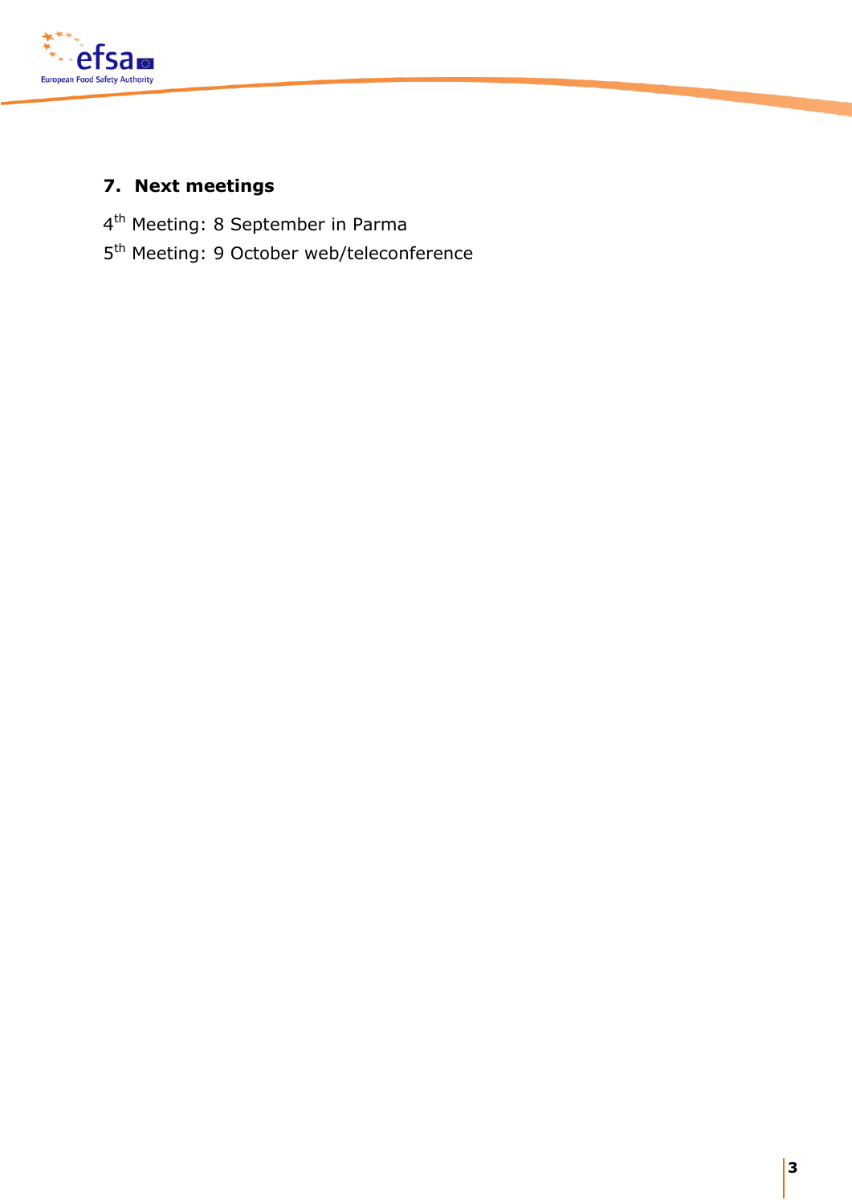## 7. Next meetings

4th Meeting: 8 September in Parma

5th Meeting: 9 October web/teleconference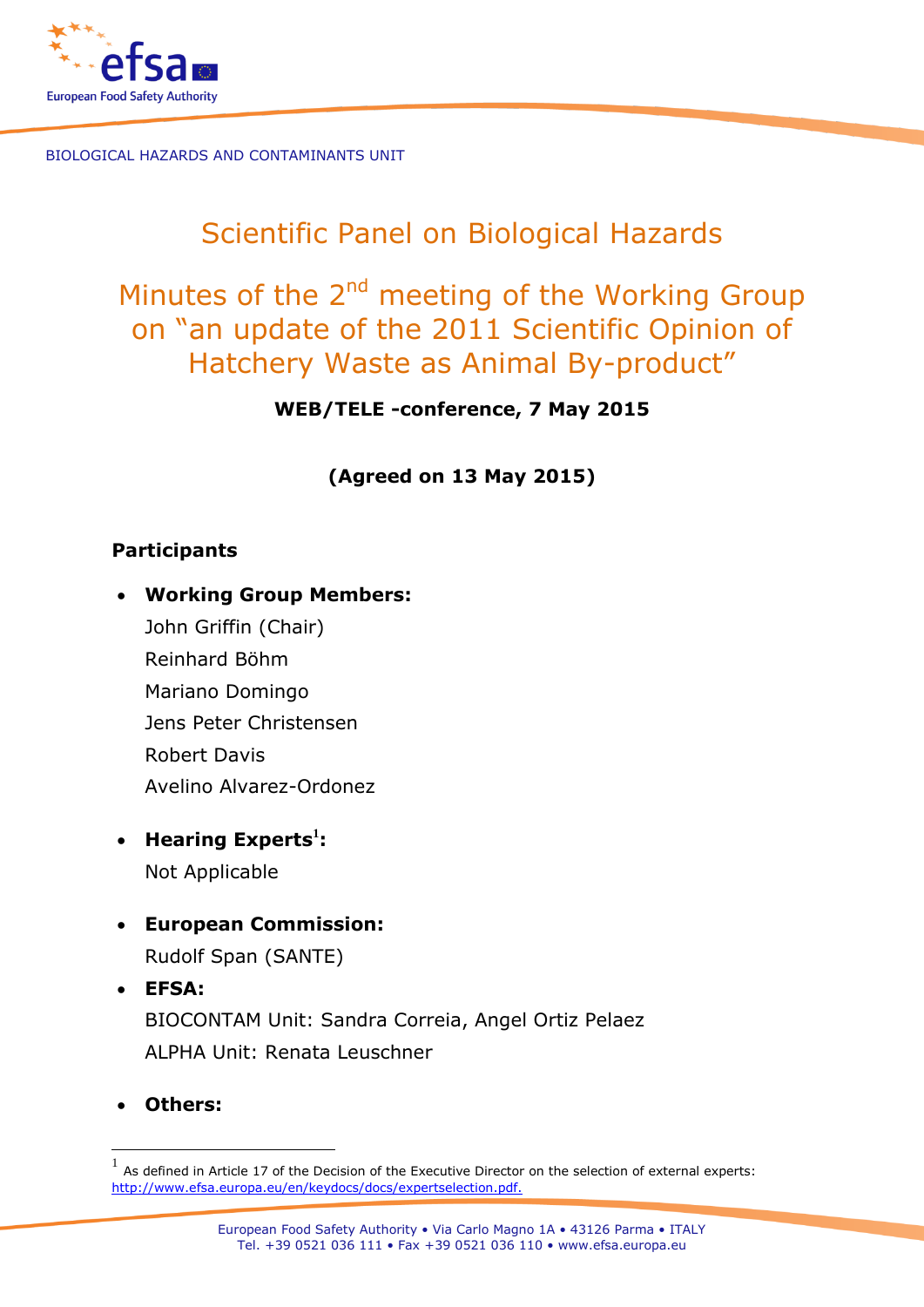BIOLOGICAL HAZARDS AND CONTAMINANTS UNIT

# Scientific Panel on Biological Hazards

# Minutes of the 2nd meeting of the Working Group on "an update of the 2011 Scientific Opinion of Hatchery Waste as Animal By-product"

**WEB/TELE -conference, 7 May 2015**

**(Agreed on 13 May 2015)**

## Participants

- **Working Group Members:**
  John Griffin (Chair)
  Reinhard Böhm
  Mariano Domingo
  Jens Peter Christensen
  Robert Davis
  Avelino Alvarez-Ordonez
- **Hearing Experts[1]:**
  Not Applicable
- **European Commission:**
  Rudolf Span (SANTE)
- **EFSA:**
  BIOCONTAM Unit: Sandra Correia, Angel Ortiz Pelaez
  ALPHA Unit: Renata Leuschner
- **Others:**

[1] As defined in Article 17 of the Decision of the Executive Director on the selection of external experts: http://www.efsa.europa.eu/en/keydocs/docs/expertselection.pdf.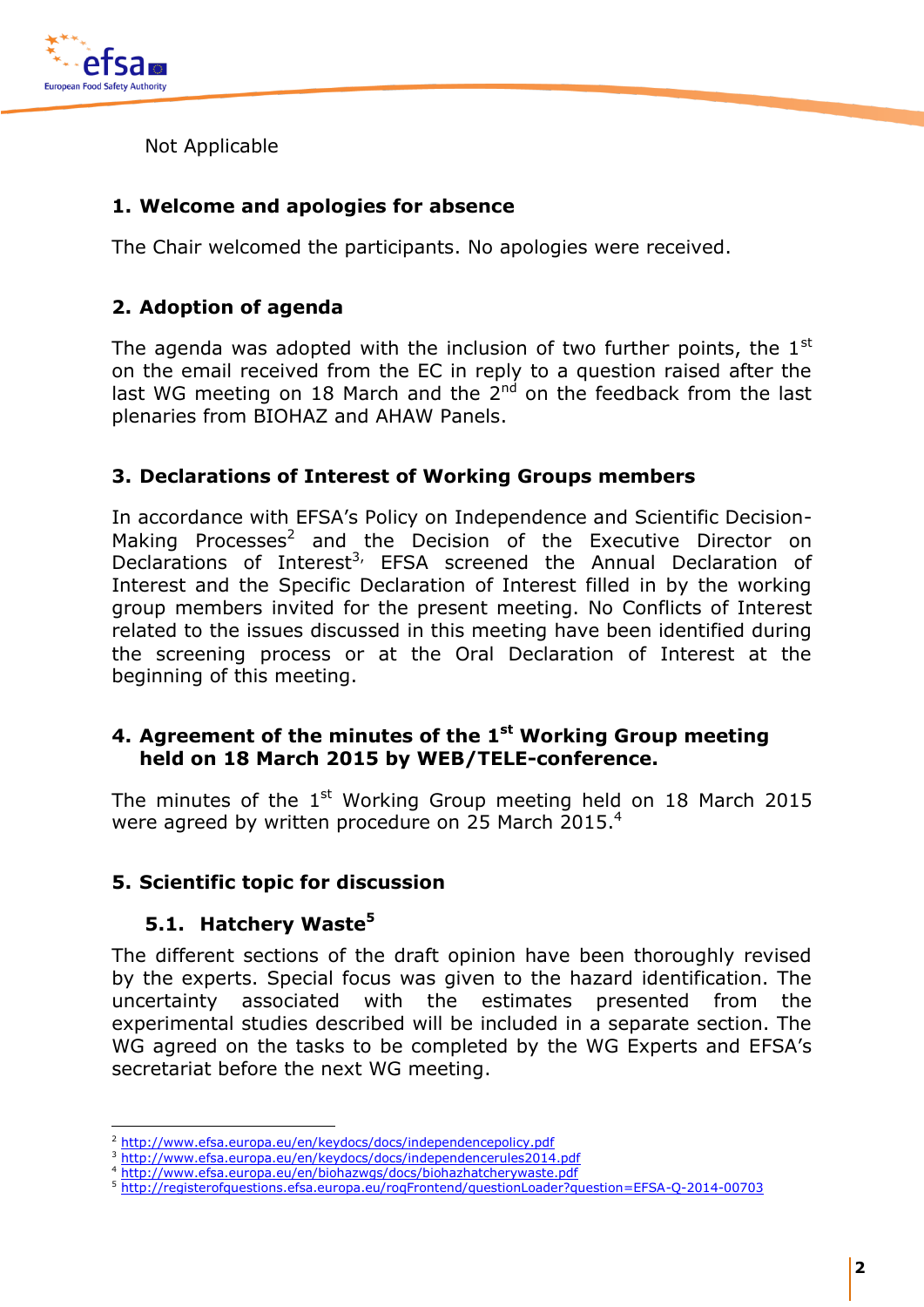Not Applicable

## 1. Welcome and apologies for absence

The Chair welcomed the participants. No apologies were received.

## 2. Adoption of agenda

The agenda was adopted with the inclusion of two further points, the 1st on the email received from the EC in reply to a question raised after the last WG meeting on 18 March and the 2nd on the feedback from the last plenaries from BIOHAZ and AHAW Panels.

## 3. Declarations of Interest of Working Groups members

In accordance with EFSA's Policy on Independence and Scientific Decision-Making Processes[2] and the Decision of the Executive Director on Declarations of Interest[3], EFSA screened the Annual Declaration of Interest and the Specific Declaration of Interest filled in by the working group members invited for the present meeting. No Conflicts of Interest related to the issues discussed in this meeting have been identified during the screening process or at the Oral Declaration of Interest at the beginning of this meeting.

## 4. Agreement of the minutes of the 1st Working Group meeting held on 18 March 2015 by WEB/TELE-conference.

The minutes of the 1st Working Group meeting held on 18 March 2015 were agreed by written procedure on 25 March 2015.[4]

## 5. Scientific topic for discussion

### 5.1. Hatchery Waste[5]

The different sections of the draft opinion have been thoroughly revised by the experts. Special focus was given to the hazard identification. The uncertainty associated with the estimates presented from the experimental studies described will be included in a separate section. The WG agreed on the tasks to be completed by the WG Experts and EFSA's secretariat before the next WG meeting.

---

[2] http://www.efsa.europa.eu/en/keydocs/docs/independencepolicy.pdf
[3] http://www.efsa.europa.eu/en/keydocs/docs/independencerules2014.pdf
[4] http://www.efsa.europa.eu/en/biohazwgs/docs/biohazhatcherywaste.pdf
[5] http://registerofquestions.efsa.europa.eu/roqFrontend/questionLoader?question=EFSA-Q-2014-00703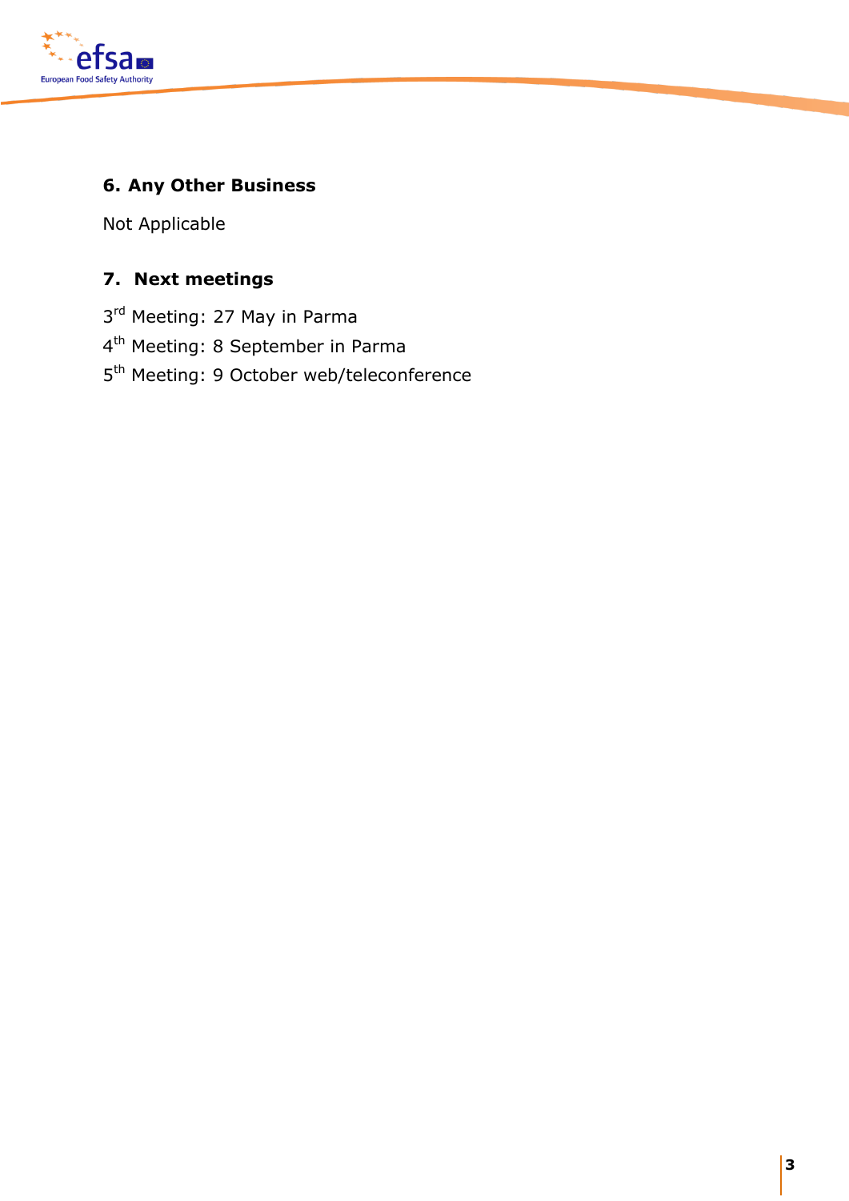## 6. Any Other Business

Not Applicable

## 7. Next meetings

3rd Meeting: 27 May in Parma

4th Meeting: 8 September in Parma

5th Meeting: 9 October web/teleconference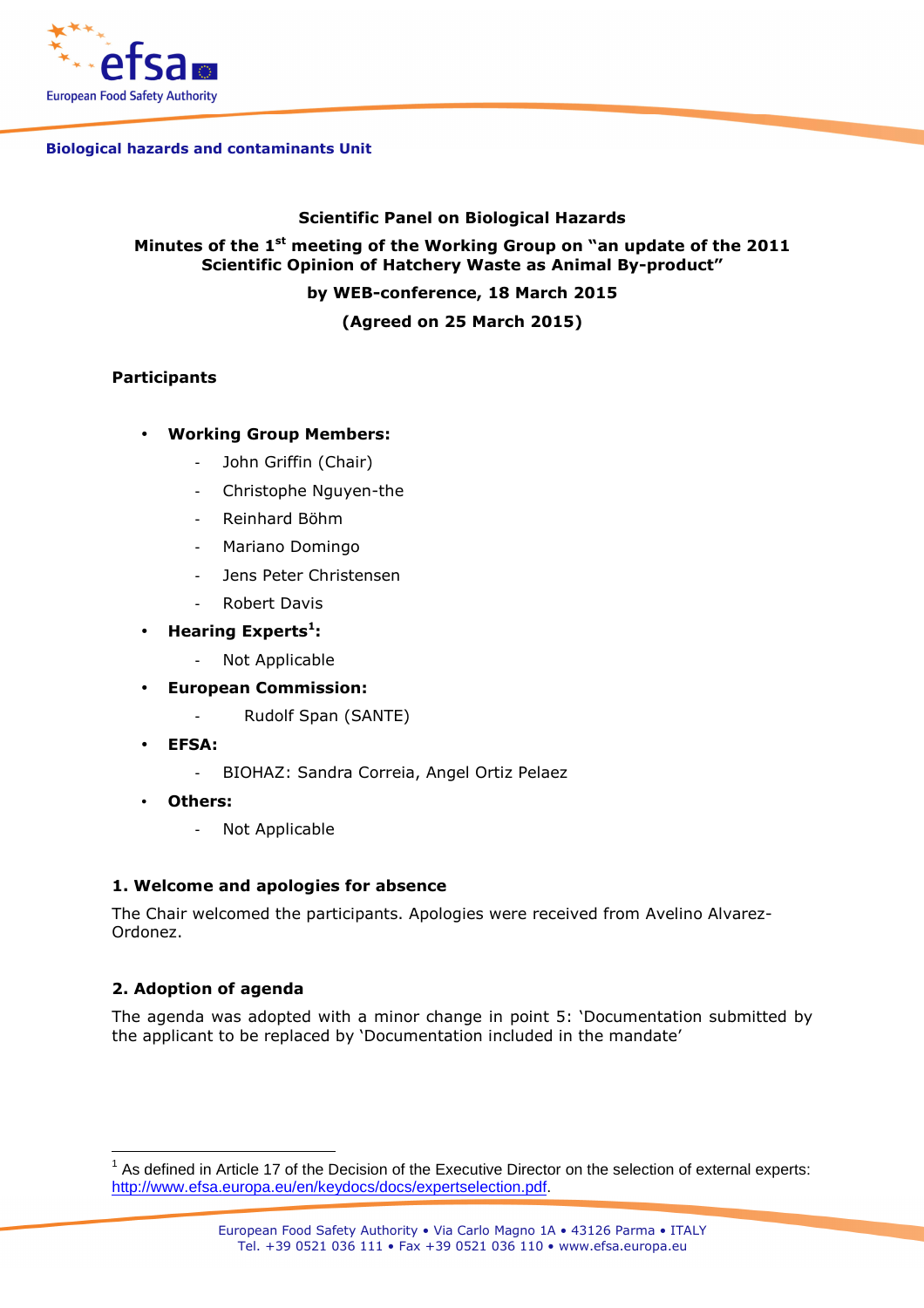**Biological hazards and contaminants Unit**

**Scientific Panel on Biological Hazards**

**Minutes of the 1[st] meeting of the Working Group on "an update of the 2011 Scientific Opinion of Hatchery Waste as Animal By-product"**

**by WEB-conference, 18 March 2015**

**(Agreed on 25 March 2015)**

## Participants

- **Working Group Members:**
  - John Griffin (Chair)
  - Christophe Nguyen-the
  - Reinhard Böhm
  - Mariano Domingo
  - Jens Peter Christensen
  - Robert Davis
- **Hearing Experts[1]:**
  - Not Applicable
- **European Commission:**
  - Rudolf Span (SANTE)
- **EFSA:**
  - BIOHAZ: Sandra Correia, Angel Ortiz Pelaez
- **Others:**
  - Not Applicable

### 1. Welcome and apologies for absence

The Chair welcomed the participants. Apologies were received from Avelino Alvarez-Ordonez.

### 2. Adoption of agenda

The agenda was adopted with a minor change in point 5: 'Documentation submitted by the applicant to be replaced by 'Documentation included in the mandate'

[1] As defined in Article 17 of the Decision of the Executive Director on the selection of external experts: http://www.efsa.europa.eu/en/keydocs/docs/expertselection.pdf.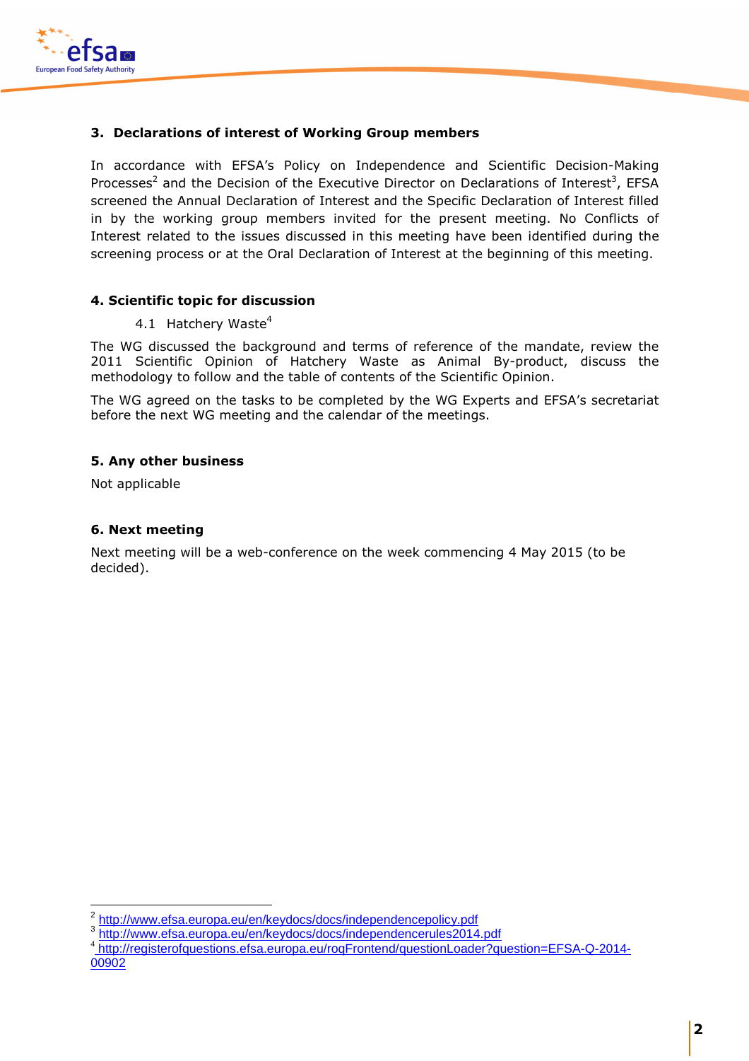## 3. Declarations of interest of Working Group members

In accordance with EFSA's Policy on Independence and Scientific Decision-Making Processes[2] and the Decision of the Executive Director on Declarations of Interest[3], EFSA screened the Annual Declaration of Interest and the Specific Declaration of Interest filled in by the working group members invited for the present meeting. No Conflicts of Interest related to the issues discussed in this meeting have been identified during the screening process or at the Oral Declaration of Interest at the beginning of this meeting.

## 4. Scientific topic for discussion

### 4.1 Hatchery Waste[4]

The WG discussed the background and terms of reference of the mandate, review the 2011 Scientific Opinion of Hatchery Waste as Animal By-product, discuss the methodology to follow and the table of contents of the Scientific Opinion.

The WG agreed on the tasks to be completed by the WG Experts and EFSA's secretariat before the next WG meeting and the calendar of the meetings.

## 5. Any other business

Not applicable

## 6. Next meeting

Next meeting will be a web-conference on the week commencing 4 May 2015 (to be decided).

---

[2] http://www.efsa.europa.eu/en/keydocs/docs/independencepolicy.pdf

[3] http://www.efsa.europa.eu/en/keydocs/docs/independencerules2014.pdf

[4] http://registerofquestions.efsa.europa.eu/roqFrontend/questionLoader?question=EFSA-Q-2014-00902